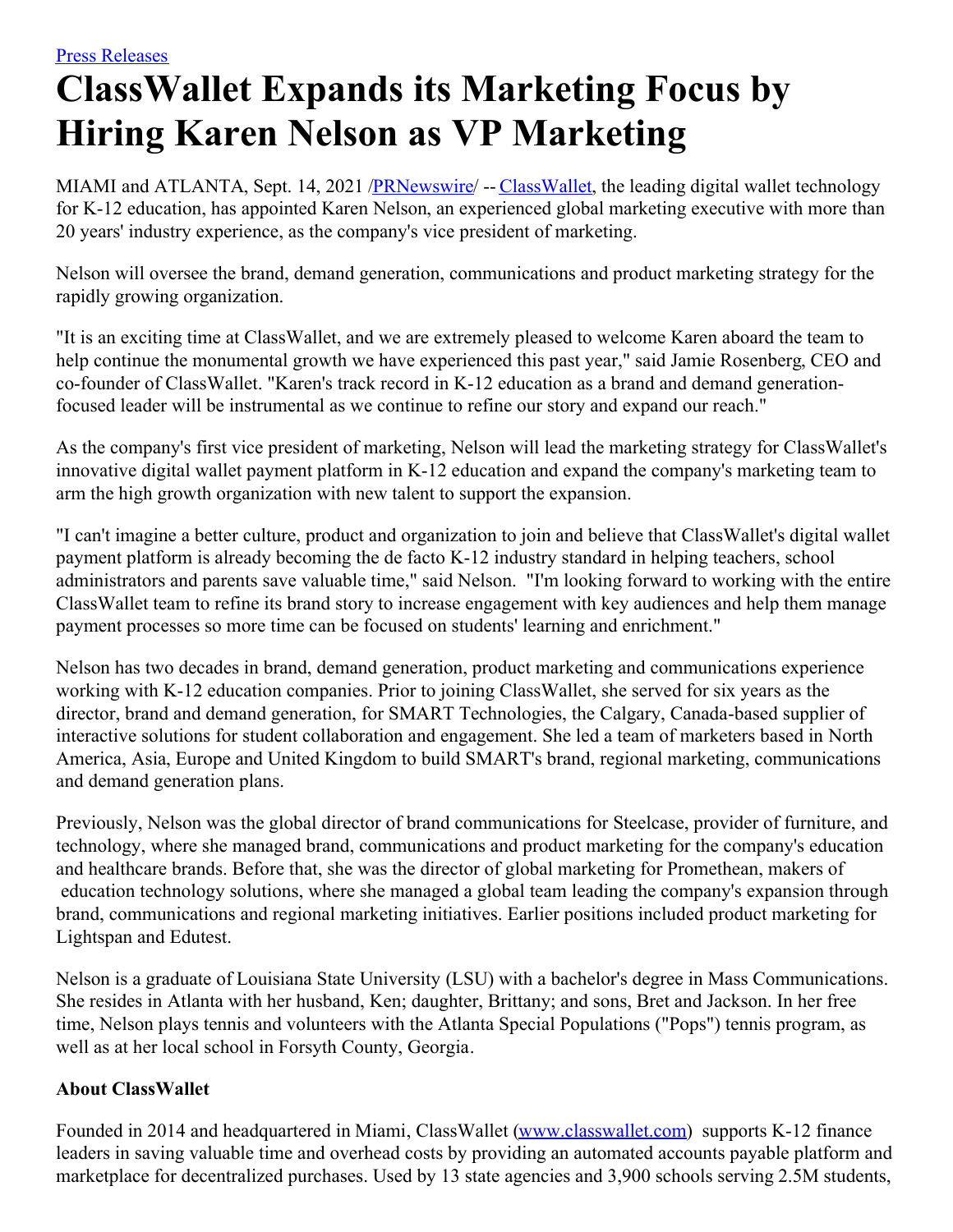[Press Releases](#)

# ClassWallet Expands its Marketing Focus by Hiring Karen Nelson as VP Marketing

MIAMI and ATLANTA, Sept. 14, 2021 /PRNewswire/ -- ClassWallet, the leading digital wallet technology for K-12 education, has appointed Karen Nelson, an experienced global marketing executive with more than 20 years' industry experience, as the company's vice president of marketing.

Nelson will oversee the brand, demand generation, communications and product marketing strategy for the rapidly growing organization.

"It is an exciting time at ClassWallet, and we are extremely pleased to welcome Karen aboard the team to help continue the monumental growth we have experienced this past year," said Jamie Rosenberg, CEO and co-founder of ClassWallet. "Karen's track record in K-12 education as a brand and demand generation-focused leader will be instrumental as we continue to refine our story and expand our reach."

As the company's first vice president of marketing, Nelson will lead the marketing strategy for ClassWallet's innovative digital wallet payment platform in K-12 education and expand the company's marketing team to arm the high growth organization with new talent to support the expansion.

"I can't imagine a better culture, product and organization to join and believe that ClassWallet's digital wallet payment platform is already becoming the de facto K-12 industry standard in helping teachers, school administrators and parents save valuable time," said Nelson. "I'm looking forward to working with the entire ClassWallet team to refine its brand story to increase engagement with key audiences and help them manage payment processes so more time can be focused on students' learning and enrichment."

Nelson has two decades in brand, demand generation, product marketing and communications experience working with K-12 education companies. Prior to joining ClassWallet, she served for six years as the director, brand and demand generation, for SMART Technologies, the Calgary, Canada-based supplier of interactive solutions for student collaboration and engagement. She led a team of marketers based in North America, Asia, Europe and United Kingdom to build SMART's brand, regional marketing, communications and demand generation plans.

Previously, Nelson was the global director of brand communications for Steelcase, provider of furniture, and technology, where she managed brand, communications and product marketing for the company's education and healthcare brands. Before that, she was the director of global marketing for Promethean, makers of education technology solutions, where she managed a global team leading the company's expansion through brand, communications and regional marketing initiatives. Earlier positions included product marketing for Lightspan and Edutest.

Nelson is a graduate of Louisiana State University (LSU) with a bachelor's degree in Mass Communications. She resides in Atlanta with her husband, Ken; daughter, Brittany; and sons, Bret and Jackson. In her free time, Nelson plays tennis and volunteers with the Atlanta Special Populations ("Pops") tennis program, as well as at her local school in Forsyth County, Georgia.

**About ClassWallet**

Founded in 2014 and headquartered in Miami, ClassWallet (www.classwallet.com) supports K-12 finance leaders in saving valuable time and overhead costs by providing an automated accounts payable platform and marketplace for decentralized purchases. Used by 13 state agencies and 3,900 schools serving 2.5M students,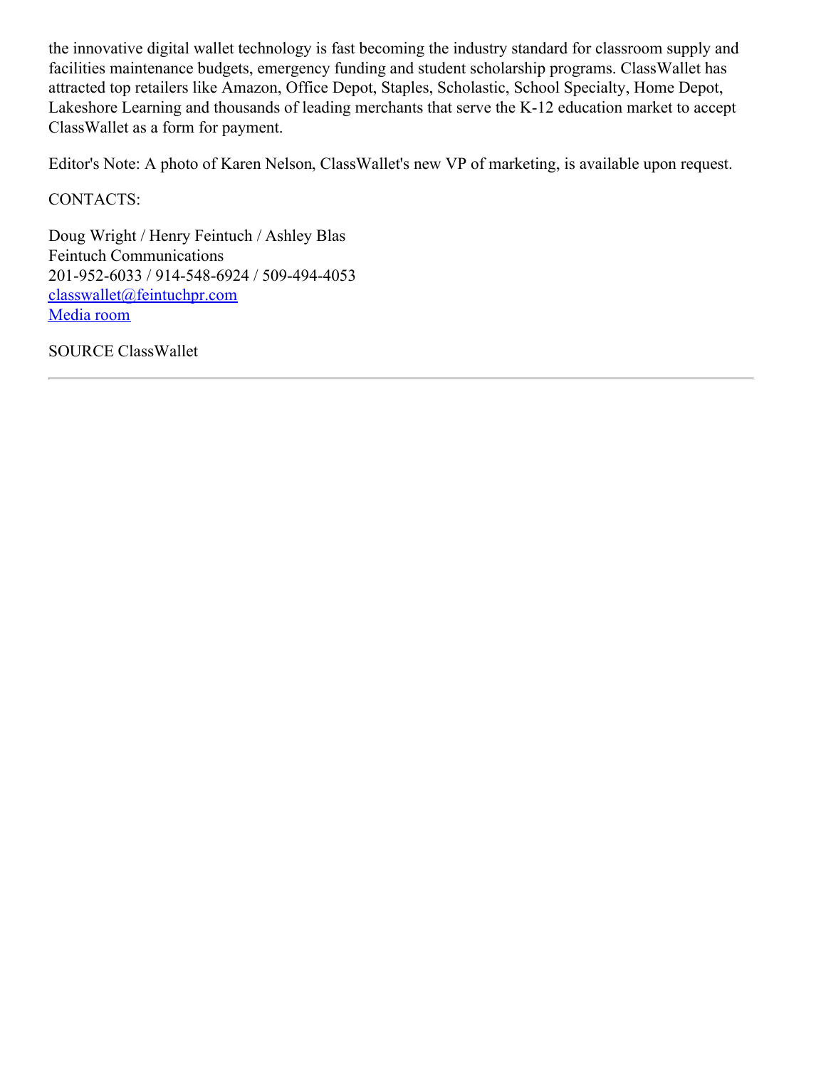the innovative digital wallet technology is fast becoming the industry standard for classroom supply and facilities maintenance budgets, emergency funding and student scholarship programs. ClassWallet has attracted top retailers like Amazon, Office Depot, Staples, Scholastic, School Specialty, Home Depot, Lakeshore Learning and thousands of leading merchants that serve the K-12 education market to accept ClassWallet as a form for payment.

Editor's Note: A photo of Karen Nelson, ClassWallet's new VP of marketing, is available upon request.

CONTACTS:

Doug Wright / Henry Feintuch / Ashley Blas
Feintuch Communications
201-952-6033 / 914-548-6924 / 509-494-4053
classwallet@feintuchpr.com
Media room

SOURCE ClassWallet

---